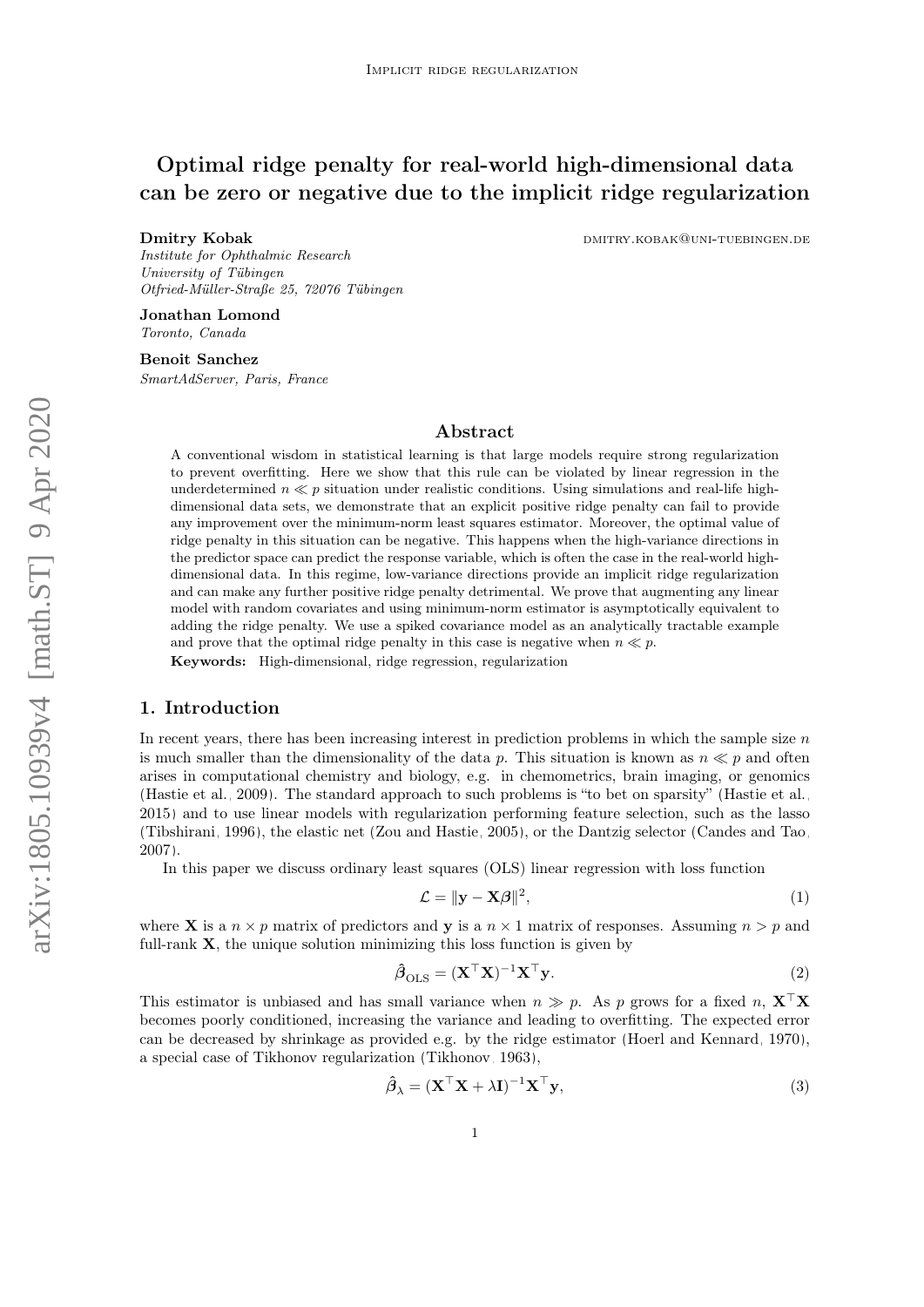# Optimal ridge penalty for real-world high-dimensional data can be zero or negative due to the implicit ridge regularization

**Dmitry Kobak** dmitry.kobak@uni-tuebingen.de
*Institute for Ophthalmic Research*
*University of Tübingen*
*Otfried-Müller-Straße 25, 72076 Tübingen*

**Jonathan Lomond**
*Toronto, Canada*

**Benoit Sanchez**
*SmartAdServer, Paris, France*

## Abstract

A conventional wisdom in statistical learning is that large models require strong regularization to prevent overfitting. Here we show that this rule can be violated by linear regression in the underdetermined $n \ll p$ situation under realistic conditions. Using simulations and real-life high-dimensional data sets, we demonstrate that an explicit positive ridge penalty can fail to provide any improvement over the minimum-norm least squares estimator. Moreover, the optimal value of ridge penalty in this situation can be negative. This happens when the high-variance directions in the predictor space can predict the response variable, which is often the case in the real-world high-dimensional data. In this regime, low-variance directions provide an implicit ridge regularization and can make any further positive ridge penalty detrimental. We prove that augmenting any linear model with random covariates and using minimum-norm estimator is asymptotically equivalent to adding the ridge penalty. We use a spiked covariance model as an analytically tractable example and prove that the optimal ridge penalty in this case is negative when $n \ll p$.

**Keywords:** High-dimensional, ridge regression, regularization

## 1. Introduction

In recent years, there has been increasing interest in prediction problems in which the sample size $n$ is much smaller than the dimensionality of the data $p$. This situation is known as $n \ll p$ and often arises in computational chemistry and biology, e.g. in chemometrics, brain imaging, or genomics (Hastie et al., 2009). The standard approach to such problems is "to bet on sparsity" (Hastie et al., 2015) and to use linear models with regularization performing feature selection, such as the lasso (Tibshirani, 1996), the elastic net (Zou and Hastie, 2005), or the Dantzig selector (Candes and Tao, 2007).

In this paper we discuss ordinary least squares (OLS) linear regression with loss function

$$\mathcal{L} = \|\mathbf{y} - \mathbf{X}\boldsymbol{\beta}\|^2, \tag{1}$$

where $\mathbf{X}$ is a $n \times p$ matrix of predictors and $\mathbf{y}$ is a $n \times 1$ matrix of responses. Assuming $n > p$ and full-rank $\mathbf{X}$, the unique solution minimizing this loss function is given by

$$\hat{\boldsymbol{\beta}}_{\mathrm{OLS}} = (\mathbf{X}^\top \mathbf{X})^{-1} \mathbf{X}^\top \mathbf{y}. \tag{2}$$

This estimator is unbiased and has small variance when $n \gg p$. As $p$ grows for a fixed $n$, $\mathbf{X}^\top \mathbf{X}$ becomes poorly conditioned, increasing the variance and leading to overfitting. The expected error can be decreased by shrinkage as provided e.g. by the ridge estimator (Hoerl and Kennard, 1970), a special case of Tikhonov regularization (Tikhonov, 1963),

$$\hat{\boldsymbol{\beta}}_\lambda = (\mathbf{X}^\top \mathbf{X} + \lambda \mathbf{I})^{-1} \mathbf{X}^\top \mathbf{y}, \tag{3}$$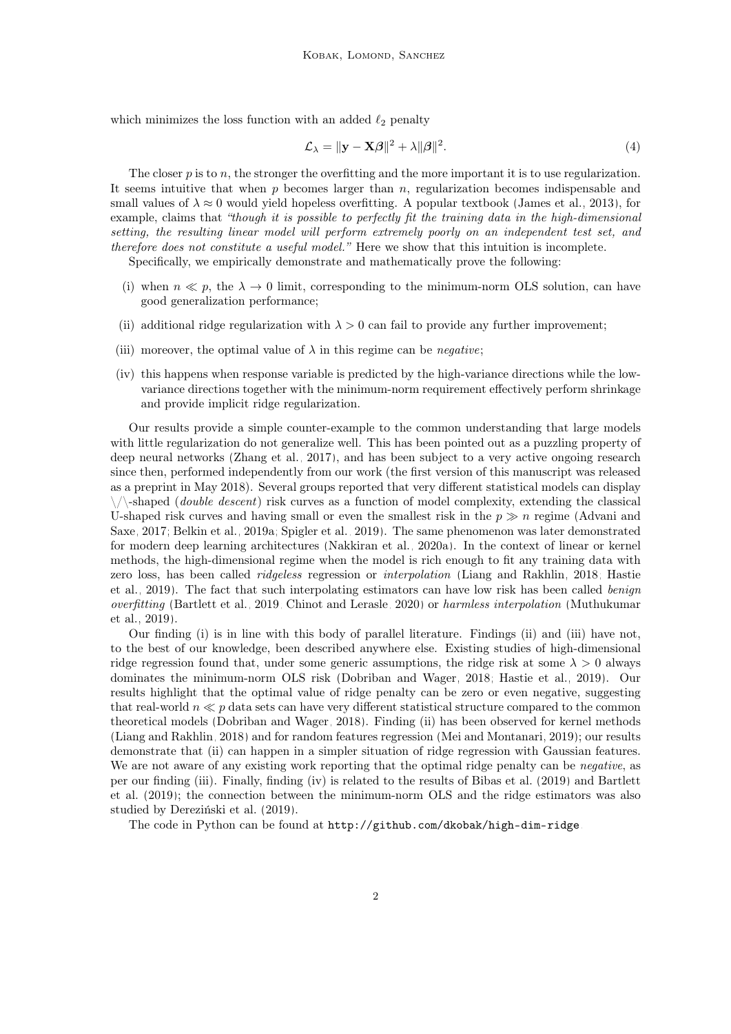which minimizes the loss function with an added $\ell_2$ penalty

$$\mathcal{L}_\lambda = \|\mathbf{y} - \mathbf{X}\boldsymbol{\beta}\|^2 + \lambda\|\boldsymbol{\beta}\|^2. \tag{4}$$

The closer $p$ is to $n$, the stronger the overfitting and the more important it is to use regularization. It seems intuitive that when $p$ becomes larger than $n$, regularization becomes indispensable and small values of $\lambda \approx 0$ would yield hopeless overfitting. A popular textbook (James et al., 2013), for example, claims that *"though it is possible to perfectly fit the training data in the high-dimensional setting, the resulting linear model will perform extremely poorly on an independent test set, and therefore does not constitute a useful model."* Here we show that this intuition is incomplete.

Specifically, we empirically demonstrate and mathematically prove the following:

(i) when $n \ll p$, the $\lambda \to 0$ limit, corresponding to the minimum-norm OLS solution, can have good generalization performance;

(ii) additional ridge regularization with $\lambda > 0$ can fail to provide any further improvement;

(iii) moreover, the optimal value of $\lambda$ in this regime can be *negative*;

(iv) this happens when response variable is predicted by the high-variance directions while the low-variance directions together with the minimum-norm requirement effectively perform shrinkage and provide implicit ridge regularization.

Our results provide a simple counter-example to the common understanding that large models with little regularization do not generalize well. This has been pointed out as a puzzling property of deep neural networks (Zhang et al., 2017), and has been subject to a very active ongoing research since then, performed independently from our work (the first version of this manuscript was released as a preprint in May 2018). Several groups reported that very different statistical models can display \/\-shaped (*double descent*) risk curves as a function of model complexity, extending the classical U-shaped risk curves and having small or even the smallest risk in the $p \gg n$ regime (Advani and Saxe, 2017; Belkin et al., 2019a; Spigler et al., 2019). The same phenomenon was later demonstrated for modern deep learning architectures (Nakkiran et al., 2020a). In the context of linear or kernel methods, the high-dimensional regime when the model is rich enough to fit any training data with zero loss, has been called *ridgeless* regression or *interpolation* (Liang and Rakhlin, 2018; Hastie et al., 2019). The fact that such interpolating estimators can have low risk has been called *benign overfitting* (Bartlett et al., 2019; Chinot and Lerasle, 2020) or *harmless interpolation* (Muthukumar et al., 2019).

Our finding (i) is in line with this body of parallel literature. Findings (ii) and (iii) have not, to the best of our knowledge, been described anywhere else. Existing studies of high-dimensional ridge regression found that, under some generic assumptions, the ridge risk at some $\lambda > 0$ always dominates the minimum-norm OLS risk (Dobriban and Wager, 2018; Hastie et al., 2019). Our results highlight that the optimal value of ridge penalty can be zero or even negative, suggesting that real-world $n \ll p$ data sets can have very different statistical structure compared to the common theoretical models (Dobriban and Wager, 2018). Finding (ii) has been observed for kernel methods (Liang and Rakhlin, 2018) and for random features regression (Mei and Montanari, 2019); our results demonstrate that (ii) can happen in a simpler situation of ridge regression with Gaussian features. We are not aware of any existing work reporting that the optimal ridge penalty can be *negative*, as per our finding (iii). Finally, finding (iv) is related to the results of Bibas et al. (2019) and Bartlett et al. (2019); the connection between the minimum-norm OLS and the ridge estimators was also studied by Dereziński et al. (2019).

The code in Python can be found at `http://github.com/dkobak/high-dim-ridge`.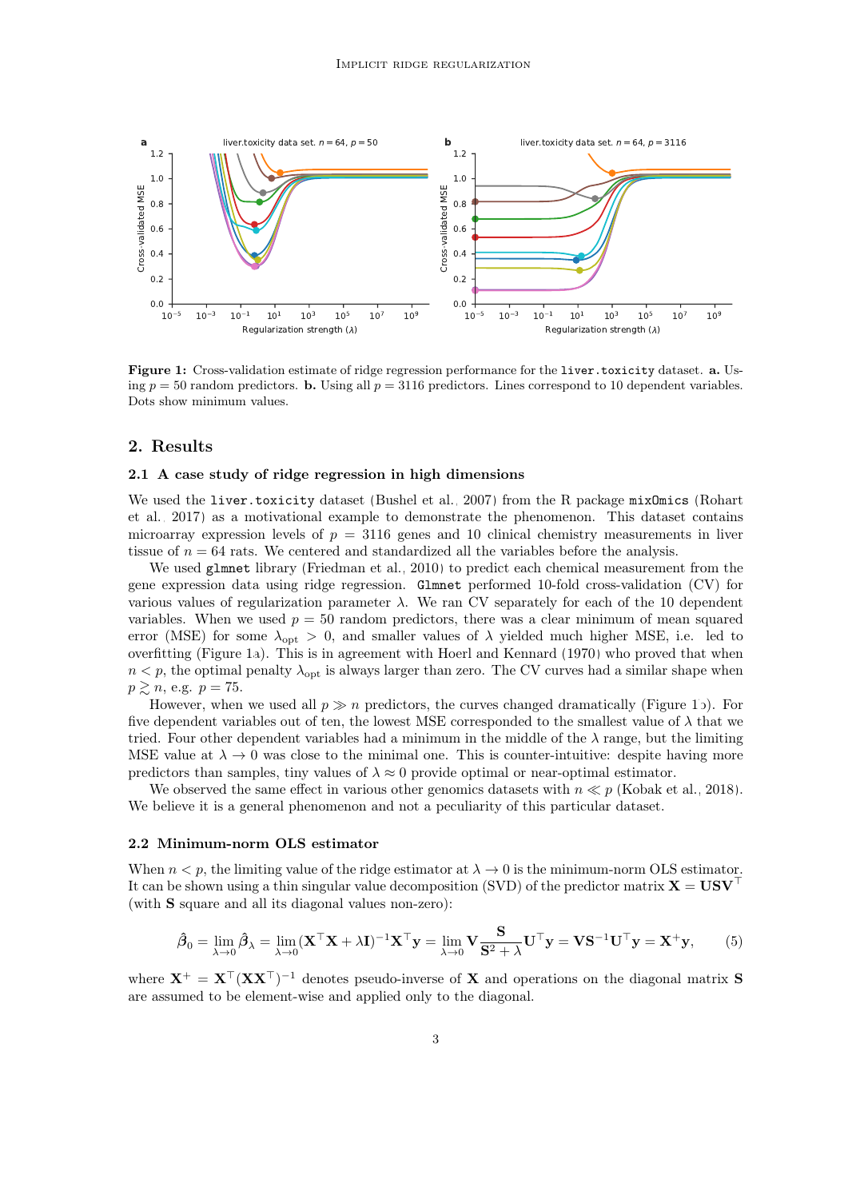**Figure 1:** Cross-validation estimate of ridge regression performance for the `liver.toxicity` dataset. **a.** Using $p = 50$ random predictors. **b.** Using all $p = 3116$ predictors. Lines correspond to 10 dependent variables. Dots show minimum values.

## 2. Results

### 2.1 A case study of ridge regression in high dimensions

We used the `liver.toxicity` dataset (Bushel et al., 2007) from the R package `mixOmics` (Rohart et al., 2017) as a motivational example to demonstrate the phenomenon. This dataset contains microarray expression levels of $p = 3116$ genes and 10 clinical chemistry measurements in liver tissue of $n = 64$ rats. We centered and standardized all the variables before the analysis.

We used `glmnet` library (Friedman et al., 2010) to predict each chemical measurement from the gene expression data using ridge regression. `Glmnet` performed 10-fold cross-validation (CV) for various values of regularization parameter $\lambda$. We ran CV separately for each of the 10 dependent variables. When we used $p = 50$ random predictors, there was a clear minimum of mean squared error (MSE) for some $\lambda_{\text{opt}} > 0$, and smaller values of $\lambda$ yielded much higher MSE, i.e. led to overfitting (Figure 1a). This is in agreement with Hoerl and Kennard (1970) who proved that when $n < p$, the optimal penalty $\lambda_{\text{opt}}$ is always larger than zero. The CV curves had a similar shape when $p \gtrsim n$, e.g. $p = 75$.

However, when we used all $p \gg n$ predictors, the curves changed dramatically (Figure 1b). For five dependent variables out of ten, the lowest MSE corresponded to the smallest value of $\lambda$ that we tried. Four other dependent variables had a minimum in the middle of the $\lambda$ range, but the limiting MSE value at $\lambda \to 0$ was close to the minimal one. This is counter-intuitive: despite having more predictors than samples, tiny values of $\lambda \approx 0$ provide optimal or near-optimal estimator.

We observed the same effect in various other genomics datasets with $n \ll p$ (Kobak et al., 2018). We believe it is a general phenomenon and not a peculiarity of this particular dataset.

### 2.2 Minimum-norm OLS estimator

When $n < p$, the limiting value of the ridge estimator at $\lambda \to 0$ is the minimum-norm OLS estimator. It can be shown using a thin singular value decomposition (SVD) of the predictor matrix $\mathbf{X} = \mathbf{U}\mathbf{S}\mathbf{V}^\top$ (with $\mathbf{S}$ square and all its diagonal values non-zero):

$$\hat{\boldsymbol{\beta}}_0 = \lim_{\lambda \to 0} \hat{\boldsymbol{\beta}}_\lambda = \lim_{\lambda \to 0} (\mathbf{X}^\top \mathbf{X} + \lambda \mathbf{I})^{-1} \mathbf{X}^\top \mathbf{y} = \lim_{\lambda \to 0} \mathbf{V} \frac{\mathbf{S}}{\mathbf{S}^2 + \lambda} \mathbf{U}^\top \mathbf{y} = \mathbf{V}\mathbf{S}^{-1}\mathbf{U}^\top \mathbf{y} = \mathbf{X}^+ \mathbf{y}, \tag{5}$$

where $\mathbf{X}^+ = \mathbf{X}^\top (\mathbf{X}\mathbf{X}^\top)^{-1}$ denotes pseudo-inverse of $\mathbf{X}$ and operations on the diagonal matrix $\mathbf{S}$ are assumed to be element-wise and applied only to the diagonal.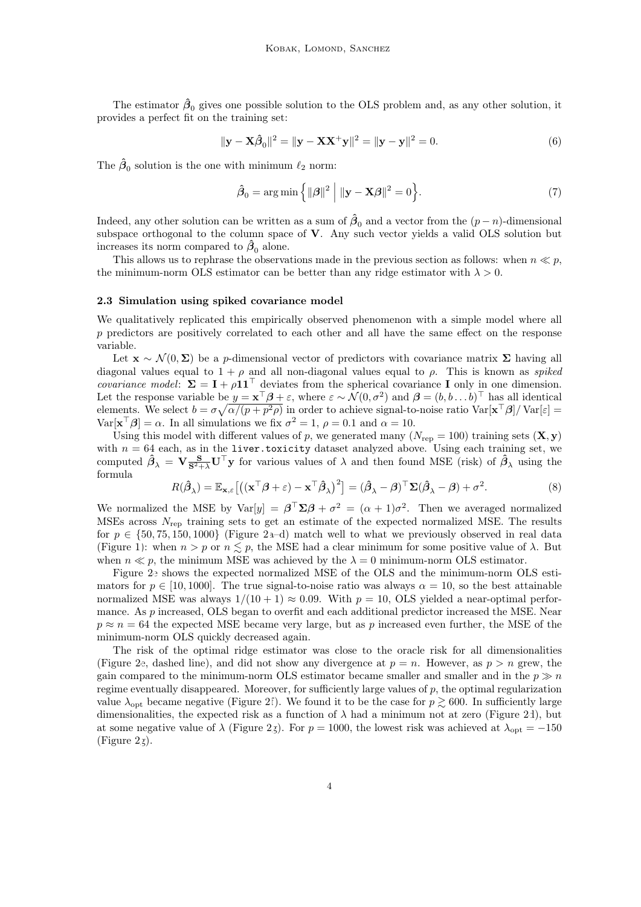The estimator $\hat{\boldsymbol{\beta}}_0$ gives one possible solution to the OLS problem and, as any other solution, it provides a perfect fit on the training set:

$$\|\mathbf{y} - \mathbf{X}\hat{\boldsymbol{\beta}}_0\|^2 = \|\mathbf{y} - \mathbf{X}\mathbf{X}^+\mathbf{y}\|^2 = \|\mathbf{y} - \mathbf{y}\|^2 = 0. \tag{6}$$

The $\hat{\boldsymbol{\beta}}_0$ solution is the one with minimum $\ell_2$ norm:

$$\hat{\boldsymbol{\beta}}_0 = \arg\min \Big\{ \|\boldsymbol{\beta}\|^2 \;\Big|\; \|\mathbf{y} - \mathbf{X}\boldsymbol{\beta}\|^2 = 0 \Big\}. \tag{7}$$

Indeed, any other solution can be written as a sum of $\hat{\boldsymbol{\beta}}_0$ and a vector from the $(p-n)$-dimensional subspace orthogonal to the column space of $\mathbf{V}$. Any such vector yields a valid OLS solution but increases its norm compared to $\hat{\boldsymbol{\beta}}_0$ alone.

This allows us to rephrase the observations made in the previous section as follows: when $n \ll p$, the minimum-norm OLS estimator can be better than any ridge estimator with $\lambda > 0$.

### 2.3 Simulation using spiked covariance model

We qualitatively replicated this empirically observed phenomenon with a simple model where all $p$ predictors are positively correlated to each other and all have the same effect on the response variable.

Let $\mathbf{x} \sim \mathcal{N}(0, \boldsymbol{\Sigma})$ be a $p$-dimensional vector of predictors with covariance matrix $\boldsymbol{\Sigma}$ having all diagonal values equal to $1 + \rho$ and all non-diagonal values equal to $\rho$. This is known as *spiked covariance model*: $\boldsymbol{\Sigma} = \mathbf{I} + \rho \mathbf{1}\mathbf{1}^\top$ deviates from the spherical covariance $\mathbf{I}$ only in one dimension. Let the response variable be $y = \mathbf{x}^\top \boldsymbol{\beta} + \varepsilon$, where $\varepsilon \sim \mathcal{N}(0, \sigma^2)$ and $\boldsymbol{\beta} = (b, b \ldots b)^\top$ has all identical elements. We select $b = \sigma\sqrt{\alpha/(p + p^2\rho)}$ in order to achieve signal-to-noise ratio $\mathrm{Var}[\mathbf{x}^\top\boldsymbol{\beta}]/\,\mathrm{Var}[\varepsilon] = \mathrm{Var}[\mathbf{x}^\top\boldsymbol{\beta}] = \alpha$. In all simulations we fix $\sigma^2 = 1$, $\rho = 0.1$ and $\alpha = 10$.

Using this model with different values of $p$, we generated many ($N_{\text{rep}} = 100$) training sets $(\mathbf{X}, \mathbf{y})$ with $n = 64$ each, as in the `liver.toxicity` dataset analyzed above. Using each training set, we computed $\hat{\boldsymbol{\beta}}_\lambda = \mathbf{V}\frac{\mathbf{S}}{\mathbf{S}^2+\lambda}\mathbf{U}^\top\mathbf{y}$ for various values of $\lambda$ and then found MSE (risk) of $\hat{\boldsymbol{\beta}}_\lambda$ using the formula

$$R(\hat{\boldsymbol{\beta}}_\lambda) = \mathbb{E}_{\mathbf{x},\varepsilon}\big[\big((\mathbf{x}^\top\boldsymbol{\beta} + \varepsilon) - \mathbf{x}^\top\hat{\boldsymbol{\beta}}_\lambda\big)^2\big] = (\hat{\boldsymbol{\beta}}_\lambda - \boldsymbol{\beta})^\top \boldsymbol{\Sigma} (\hat{\boldsymbol{\beta}}_\lambda - \boldsymbol{\beta}) + \sigma^2. \tag{8}$$

We normalized the MSE by $\mathrm{Var}[y] = \boldsymbol{\beta}^\top\boldsymbol{\Sigma}\boldsymbol{\beta} + \sigma^2 = (\alpha + 1)\sigma^2$. Then we averaged normalized MSEs across $N_{\text{rep}}$ training sets to get an estimate of the expected normalized MSE. The results for $p \in \{50, 75, 150, 1000\}$ (Figure 2a–d) match well to what we previously observed in real data (Figure 1): when $n > p$ or $n \lesssim p$, the MSE had a clear minimum for some positive value of $\lambda$. But when $n \ll p$, the minimum MSE was achieved by the $\lambda = 0$ minimum-norm OLS estimator.

Figure 2e shows the expected normalized MSE of the OLS and the minimum-norm OLS estimators for $p \in [10, 1000]$. The true signal-to-noise ratio was always $\alpha = 10$, so the best attainable normalized MSE was always $1/(10+1) \approx 0.09$. With $p = 10$, OLS yielded a near-optimal performance. As $p$ increased, OLS began to overfit and each additional predictor increased the MSE. Near $p \approx n = 64$ the expected MSE became very large, but as $p$ increased even further, the MSE of the minimum-norm OLS quickly decreased again.

The risk of the optimal ridge estimator was close to the oracle risk for all dimensionalities (Figure 2e, dashed line), and did not show any divergence at $p = n$. However, as $p > n$ grew, the gain compared to the minimum-norm OLS estimator became smaller and smaller and in the $p \gg n$ regime eventually disappeared. Moreover, for sufficiently large values of $p$, the optimal regularization value $\lambda_{\text{opt}}$ became negative (Figure 2f). We found it to be the case for $p \gtrsim 600$. In sufficiently large dimensionalities, the expected risk as a function of $\lambda$ had a minimum not at zero (Figure 2d), but at some negative value of $\lambda$ (Figure 2g). For $p = 1000$, the lowest risk was achieved at $\lambda_{\text{opt}} = -150$ (Figure 2g).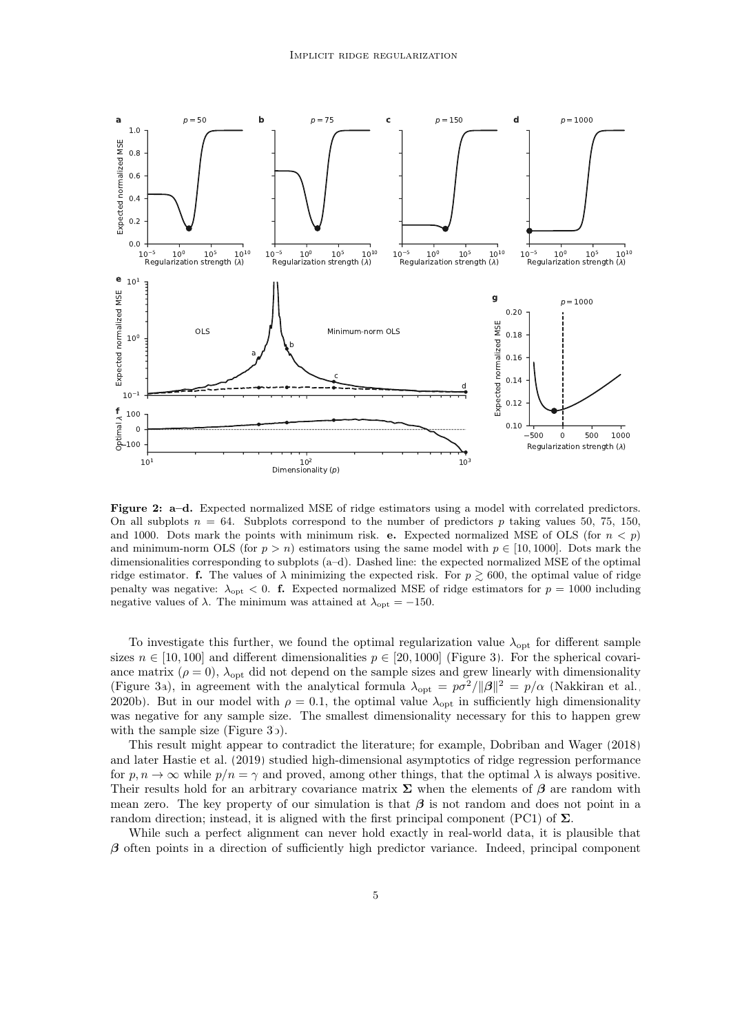**Figure 2: a–d.** Expected normalized MSE of ridge estimators using a model with correlated predictors. On all subplots $n = 64$. Subplots correspond to the number of predictors $p$ taking values 50, 75, 150, and 1000. Dots mark the points with minimum risk. **e.** Expected normalized MSE of OLS (for $n < p$) and minimum-norm OLS (for $p > n$) estimators using the same model with $p \in [10, 1000]$. Dots mark the dimensionalities corresponding to subplots (a–d). Dashed line: the expected normalized MSE of the optimal ridge estimator. **f.** The values of $\lambda$ minimizing the expected risk. For $p \gtrsim 600$, the optimal value of ridge penalty was negative: $\lambda_{\text{opt}} < 0$. **f.** Expected normalized MSE of ridge estimators for $p = 1000$ including negative values of $\lambda$. The minimum was attained at $\lambda_{\text{opt}} = -150$.

To investigate this further, we found the optimal regularization value $\lambda_{\text{opt}}$ for different sample sizes $n \in [10, 100]$ and different dimensionalities $p \in [20, 1000]$ (Figure 3). For the spherical covariance matrix ($\rho = 0$), $\lambda_{\text{opt}}$ did not depend on the sample sizes and grew linearly with dimensionality (Figure 3a), in agreement with the analytical formula $\lambda_{\text{opt}} = p\sigma^2/\|\boldsymbol{\beta}\|^2 = p/\alpha$ (Nakkiran et al., 2020b). But in our model with $\rho = 0.1$, the optimal value $\lambda_{\text{opt}}$ in sufficiently high dimensionality was negative for any sample size. The smallest dimensionality necessary for this to happen grew with the sample size (Figure 3b).

This result might appear to contradict the literature; for example, Dobriban and Wager (2018) and later Hastie et al. (2019) studied high-dimensional asymptotics of ridge regression performance for $p, n \to \infty$ while $p/n = \gamma$ and proved, among other things, that the optimal $\lambda$ is always positive. Their results hold for an arbitrary covariance matrix $\boldsymbol{\Sigma}$ when the elements of $\boldsymbol{\beta}$ are random with mean zero. The key property of our simulation is that $\boldsymbol{\beta}$ is not random and does not point in a random direction; instead, it is aligned with the first principal component (PC1) of $\boldsymbol{\Sigma}$.

While such a perfect alignment can never hold exactly in real-world data, it is plausible that $\boldsymbol{\beta}$ often points in a direction of sufficiently high predictor variance. Indeed, principal component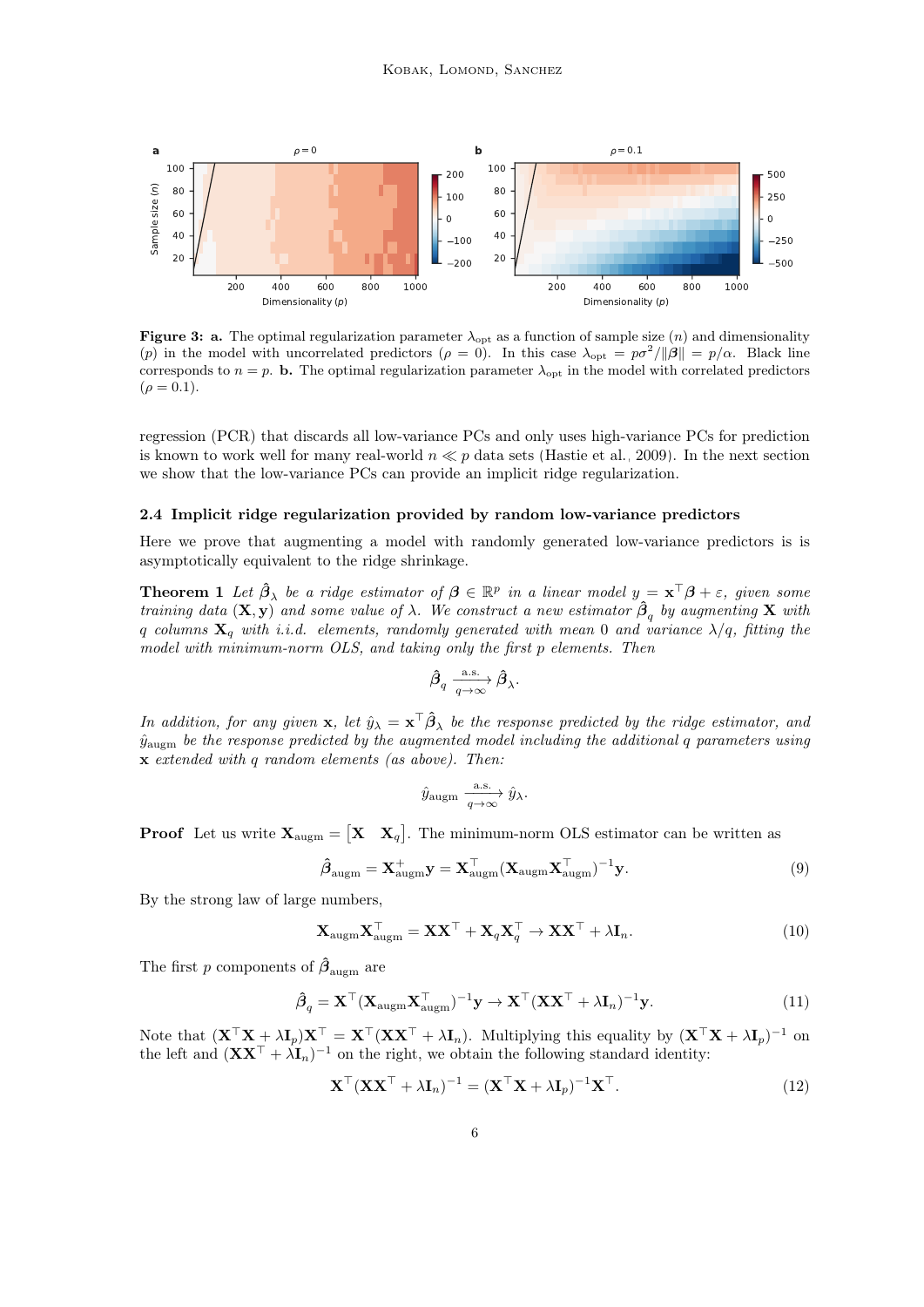**Figure 3: a.** The optimal regularization parameter $\lambda_{\mathrm{opt}}$ as a function of sample size ($n$) and dimensionality ($p$) in the model with uncorrelated predictors ($\rho = 0$). In this case $\lambda_{\mathrm{opt}} = p\sigma^2/\|\boldsymbol{\beta}\| = p/\alpha$. Black line corresponds to $n = p$. **b.** The optimal regularization parameter $\lambda_{\mathrm{opt}}$ in the model with correlated predictors ($\rho = 0.1$).

regression (PCR) that discards all low-variance PCs and only uses high-variance PCs for prediction is known to work well for many real-world $n \ll p$ data sets (Hastie et al., 2009). In the next section we show that the low-variance PCs can provide an implicit ridge regularization.

### 2.4 Implicit ridge regularization provided by random low-variance predictors

Here we prove that augmenting a model with randomly generated low-variance predictors is is asymptotically equivalent to the ridge shrinkage.

**Theorem 1** *Let $\hat{\boldsymbol{\beta}}_\lambda$ be a ridge estimator of $\boldsymbol{\beta} \in \mathbb{R}^p$ in a linear model $y = \mathbf{x}^\top \boldsymbol{\beta} + \varepsilon$, given some training data $(\mathbf{X}, \mathbf{y})$ and some value of $\lambda$. We construct a new estimator $\hat{\boldsymbol{\beta}}_q$ by augmenting $\mathbf{X}$ with $q$ columns $\mathbf{X}_q$ with i.i.d. elements, randomly generated with mean 0 and variance $\lambda/q$, fitting the model with minimum-norm OLS, and taking only the first $p$ elements. Then*

$$\hat{\boldsymbol{\beta}}_q \xrightarrow[q\to\infty]{\text{a.s.}} \hat{\boldsymbol{\beta}}_\lambda.$$

*In addition, for any given $\mathbf{x}$, let $\hat{y}_\lambda = \mathbf{x}^\top \hat{\boldsymbol{\beta}}_\lambda$ be the response predicted by the ridge estimator, and $\hat{y}_{\mathrm{augm}}$ be the response predicted by the augmented model including the additional $q$ parameters using $\mathbf{x}$ extended with $q$ random elements (as above). Then:*

$$\hat{y}_{\mathrm{augm}} \xrightarrow[q\to\infty]{\text{a.s.}} \hat{y}_\lambda.$$

**Proof** Let us write $\mathbf{X}_{\mathrm{augm}} = \begin{bmatrix}\mathbf{X} & \mathbf{X}_q\end{bmatrix}$. The minimum-norm OLS estimator can be written as

$$\hat{\boldsymbol{\beta}}_{\mathrm{augm}} = \mathbf{X}_{\mathrm{augm}}^{+}\mathbf{y} = \mathbf{X}_{\mathrm{augm}}^\top (\mathbf{X}_{\mathrm{augm}}\mathbf{X}_{\mathrm{augm}}^\top)^{-1}\mathbf{y}. \tag{9}$$

By the strong law of large numbers,

$$\mathbf{X}_{\mathrm{augm}}\mathbf{X}_{\mathrm{augm}}^\top = \mathbf{X}\mathbf{X}^\top + \mathbf{X}_q\mathbf{X}_q^\top \to \mathbf{X}\mathbf{X}^\top + \lambda\mathbf{I}_n. \tag{10}$$

The first $p$ components of $\hat{\boldsymbol{\beta}}_{\mathrm{augm}}$ are

$$\hat{\boldsymbol{\beta}}_q = \mathbf{X}^\top(\mathbf{X}_{\mathrm{augm}}\mathbf{X}_{\mathrm{augm}}^\top)^{-1}\mathbf{y} \to \mathbf{X}^\top(\mathbf{X}\mathbf{X}^\top + \lambda\mathbf{I}_n)^{-1}\mathbf{y}. \tag{11}$$

Note that $(\mathbf{X}^\top\mathbf{X} + \lambda\mathbf{I}_p)\mathbf{X}^\top = \mathbf{X}^\top(\mathbf{X}\mathbf{X}^\top + \lambda\mathbf{I}_n)$. Multiplying this equality by $(\mathbf{X}^\top\mathbf{X} + \lambda\mathbf{I}_p)^{-1}$ on the left and $(\mathbf{X}\mathbf{X}^\top + \lambda\mathbf{I}_n)^{-1}$ on the right, we obtain the following standard identity:

$$\mathbf{X}^\top(\mathbf{X}\mathbf{X}^\top + \lambda\mathbf{I}_n)^{-1} = (\mathbf{X}^\top\mathbf{X} + \lambda\mathbf{I}_p)^{-1}\mathbf{X}^\top. \tag{12}$$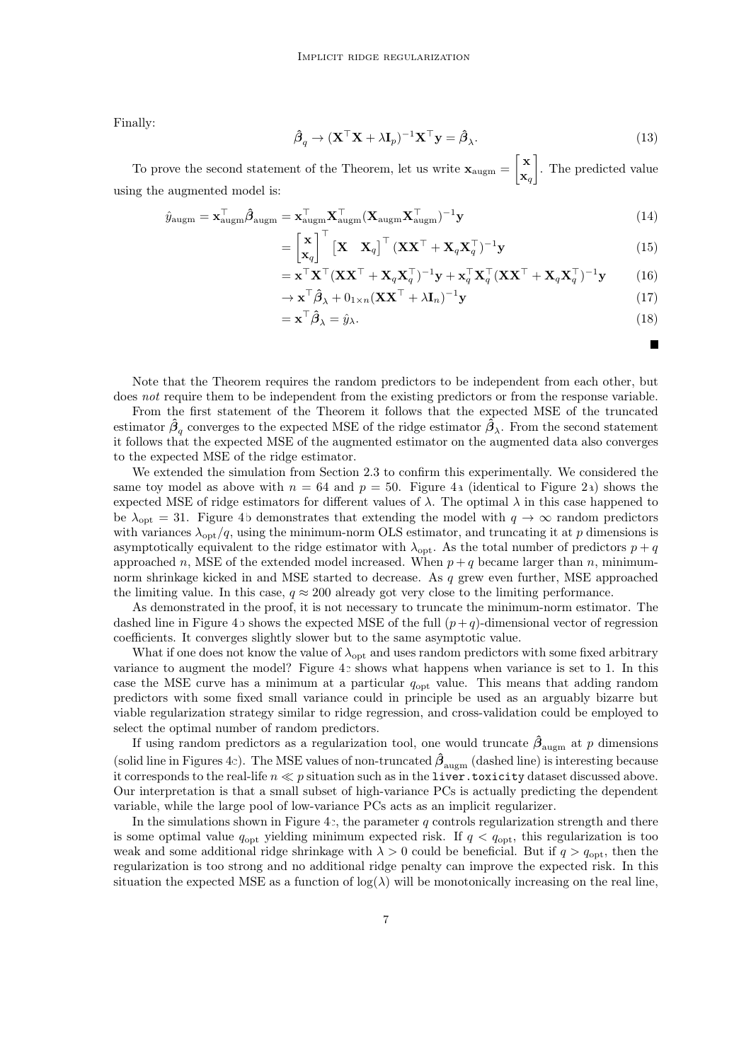Finally:

$$\hat{\boldsymbol{\beta}}_q \to (\mathbf{X}^\top \mathbf{X} + \lambda \mathbf{I}_p)^{-1} \mathbf{X}^\top \mathbf{y} = \hat{\boldsymbol{\beta}}_\lambda. \tag{13}$$

To prove the second statement of the Theorem, let us write $\mathbf{x}_{\mathrm{augm}} = \begin{bmatrix} \mathbf{x} \\ \mathbf{x}_q \end{bmatrix}$. The predicted value using the augmented model is:

$$\hat{y}_{\mathrm{augm}} = \mathbf{x}_{\mathrm{augm}}^\top \hat{\boldsymbol{\beta}}_{\mathrm{augm}} = \mathbf{x}_{\mathrm{augm}}^\top \mathbf{X}_{\mathrm{augm}}^\top (\mathbf{X}_{\mathrm{augm}} \mathbf{X}_{\mathrm{augm}}^\top)^{-1} \mathbf{y} \tag{14}$$

$$= \begin{bmatrix} \mathbf{x} \\ \mathbf{x}_q \end{bmatrix}^\top \begin{bmatrix} \mathbf{X} & \mathbf{X}_q \end{bmatrix}^\top (\mathbf{X}\mathbf{X}^\top + \mathbf{X}_q \mathbf{X}_q^\top)^{-1} \mathbf{y} \tag{15}$$

$$= \mathbf{x}^\top \mathbf{X}^\top (\mathbf{X}\mathbf{X}^\top + \mathbf{X}_q \mathbf{X}_q^\top)^{-1} \mathbf{y} + \mathbf{x}_q^\top \mathbf{X}_q^\top (\mathbf{X}\mathbf{X}^\top + \mathbf{X}_q \mathbf{X}_q^\top)^{-1} \mathbf{y} \tag{16}$$

$$\to \mathbf{x}^\top \hat{\boldsymbol{\beta}}_\lambda + 0_{1\times n} (\mathbf{X}\mathbf{X}^\top + \lambda \mathbf{I}_n)^{-1} \mathbf{y} \tag{17}$$

$$= \mathbf{x}^\top \hat{\boldsymbol{\beta}}_\lambda = \hat{y}_\lambda. \tag{18}$$

■

Note that the Theorem requires the random predictors to be independent from each other, but does *not* require them to be independent from the existing predictors or from the response variable.

From the first statement of the Theorem it follows that the expected MSE of the truncated estimator $\hat{\boldsymbol{\beta}}_q$ converges to the expected MSE of the ridge estimator $\hat{\boldsymbol{\beta}}_\lambda$. From the second statement it follows that the expected MSE of the augmented estimator on the augmented data also converges to the expected MSE of the ridge estimator.

We extended the simulation from Section 2.3 to confirm this experimentally. We considered the same toy model as above with $n = 64$ and $p = 50$. Figure 4a (identical to Figure 2a) shows the expected MSE of ridge estimators for different values of $\lambda$. The optimal $\lambda$ in this case happened to be $\lambda_{\mathrm{opt}} = 31$. Figure 4b demonstrates that extending the model with $q \to \infty$ random predictors with variances $\lambda_{\mathrm{opt}}/q$, using the minimum-norm OLS estimator, and truncating it at $p$ dimensions is asymptotically equivalent to the ridge estimator with $\lambda_{\mathrm{opt}}$. As the total number of predictors $p + q$ approached $n$, MSE of the extended model increased. When $p + q$ became larger than $n$, minimum-norm shrinkage kicked in and MSE started to decrease. As $q$ grew even further, MSE approached the limiting value. In this case, $q \approx 200$ already got very close to the limiting performance.

As demonstrated in the proof, it is not necessary to truncate the minimum-norm estimator. The dashed line in Figure 4b shows the expected MSE of the full $(p+q)$-dimensional vector of regression coefficients. It converges slightly slower but to the same asymptotic value.

What if one does not know the value of $\lambda_{\mathrm{opt}}$ and uses random predictors with some fixed arbitrary variance to augment the model? Figure 4c shows what happens when variance is set to 1. In this case the MSE curve has a minimum at a particular $q_{\mathrm{opt}}$ value. This means that adding random predictors with some fixed small variance could in principle be used as an arguably bizarre but viable regularization strategy similar to ridge regression, and cross-validation could be employed to select the optimal number of random predictors.

If using random predictors as a regularization tool, one would truncate $\hat{\boldsymbol{\beta}}_{\mathrm{augm}}$ at $p$ dimensions (solid line in Figures 4c). The MSE values of non-truncated $\hat{\boldsymbol{\beta}}_{\mathrm{augm}}$ (dashed line) is interesting because it corresponds to the real-life $n \ll p$ situation such as in the `liver.toxicity` dataset discussed above. Our interpretation is that a small subset of high-variance PCs is actually predicting the dependent variable, while the large pool of low-variance PCs acts as an implicit regularizer.

In the simulations shown in Figure 4c, the parameter $q$ controls regularization strength and there is some optimal value $q_{\mathrm{opt}}$ yielding minimum expected risk. If $q < q_{\mathrm{opt}}$, this regularization is too weak and some additional ridge shrinkage with $\lambda > 0$ could be beneficial. But if $q > q_{\mathrm{opt}}$, then the regularization is too strong and no additional ridge penalty can improve the expected risk. In this situation the expected MSE as a function of $\log(\lambda)$ will be monotonically increasing on the real line,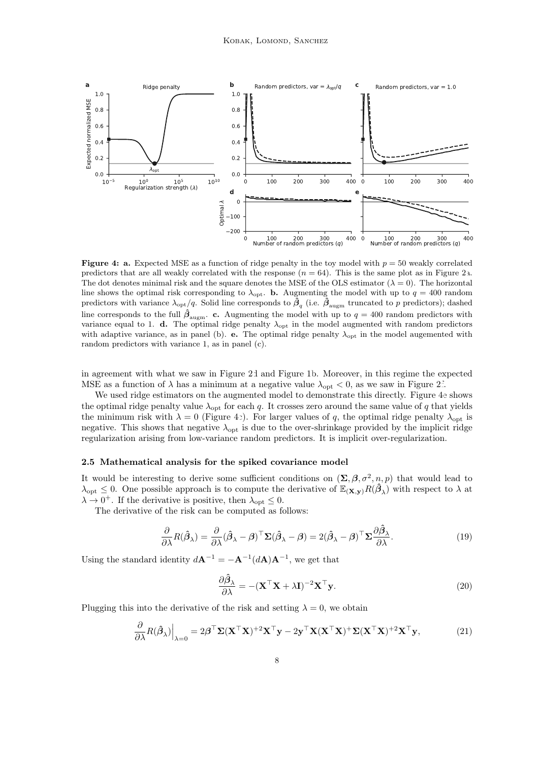**Figure 4: a.** Expected MSE as a function of ridge penalty in the toy model with $p = 50$ weakly correlated predictors that are all weakly correlated with the response ($n = 64$). This is the same plot as in Figure 2a. The dot denotes minimal risk and the square denotes the MSE of the OLS estimator ($\lambda = 0$). The horizontal line shows the optimal risk corresponding to $\lambda_{\text{opt}}$. **b.** Augmenting the model with up to $q = 400$ random predictors with variance $\lambda_{\text{opt}}/q$. Solid line corresponds to $\hat{\boldsymbol{\beta}}_q$ (i.e. $\hat{\boldsymbol{\beta}}_{\text{augm}}$ truncated to $p$ predictors); dashed line corresponds to the full $\hat{\boldsymbol{\beta}}_{\text{augm}}$. **c.** Augmenting the model with up to $q = 400$ random predictors with variance equal to 1. **d.** The optimal ridge penalty $\lambda_{\text{opt}}$ in the model augmented with random predictors with adaptive variance, as in panel (b). **e.** The optimal ridge penalty $\lambda_{\text{opt}}$ in the model augemented with random predictors with variance 1, as in panel (c).

in agreement with what we saw in Figure 2d and Figure 1b. Moreover, in this regime the expected MSE as a function of $\lambda$ has a minimum at a negative value $\lambda_{\text{opt}} < 0$, as we saw in Figure 2c.

We used ridge estimators on the augmented model to demonstrate this directly. Figure 4e shows the optimal ridge penalty value $\lambda_{\text{opt}}$ for each $q$. It crosses zero around the same value of $q$ that yields the minimum risk with $\lambda = 0$ (Figure 4c). For larger values of $q$, the optimal ridge penalty $\lambda_{\text{opt}}$ is negative. This shows that negative $\lambda_{\text{opt}}$ is due to the over-shrinkage provided by the implicit ridge regularization arising from low-variance random predictors. It is implicit over-regularization.

### 2.5 Mathematical analysis for the spiked covariance model

It would be interesting to derive some sufficient conditions on $(\boldsymbol{\Sigma}, \boldsymbol{\beta}, \sigma^2, n, p)$ that would lead to $\lambda_{\text{opt}} \leq 0$. One possible approach is to compute the derivative of $\mathbb{E}_{(\mathbf{X},\mathbf{y})} R(\hat{\boldsymbol{\beta}}_\lambda)$ with respect to $\lambda$ at $\lambda \to 0^+$. If the derivative is positive, then $\lambda_{\text{opt}} \leq 0$.

The derivative of the risk can be computed as follows:

$$\frac{\partial}{\partial \lambda} R(\hat{\boldsymbol{\beta}}_\lambda) = \frac{\partial}{\partial \lambda} (\hat{\boldsymbol{\beta}}_\lambda - \boldsymbol{\beta})^\top \boldsymbol{\Sigma} (\hat{\boldsymbol{\beta}}_\lambda - \boldsymbol{\beta}) = 2(\hat{\boldsymbol{\beta}}_\lambda - \boldsymbol{\beta})^\top \boldsymbol{\Sigma} \frac{\partial \hat{\boldsymbol{\beta}}_\lambda}{\partial \lambda}. \tag{19}$$

Using the standard identity $d\mathbf{A}^{-1} = -\mathbf{A}^{-1}(d\mathbf{A})\mathbf{A}^{-1}$, we get that

$$\frac{\partial \hat{\boldsymbol{\beta}}_\lambda}{\partial \lambda} = -(\mathbf{X}^\top \mathbf{X} + \lambda \mathbf{I})^{-2} \mathbf{X}^\top \mathbf{y}. \tag{20}$$

Plugging this into the derivative of the risk and setting $\lambda = 0$, we obtain

$$\frac{\partial}{\partial \lambda} R(\hat{\boldsymbol{\beta}}_\lambda)\Big|_{\lambda=0} = 2\boldsymbol{\beta}^\top \boldsymbol{\Sigma} (\mathbf{X}^\top \mathbf{X})^{+2} \mathbf{X}^\top \mathbf{y} - 2\mathbf{y}^\top \mathbf{X} (\mathbf{X}^\top \mathbf{X})^{+} \boldsymbol{\Sigma} (\mathbf{X}^\top \mathbf{X})^{+2} \mathbf{X}^\top \mathbf{y}, \tag{21}$$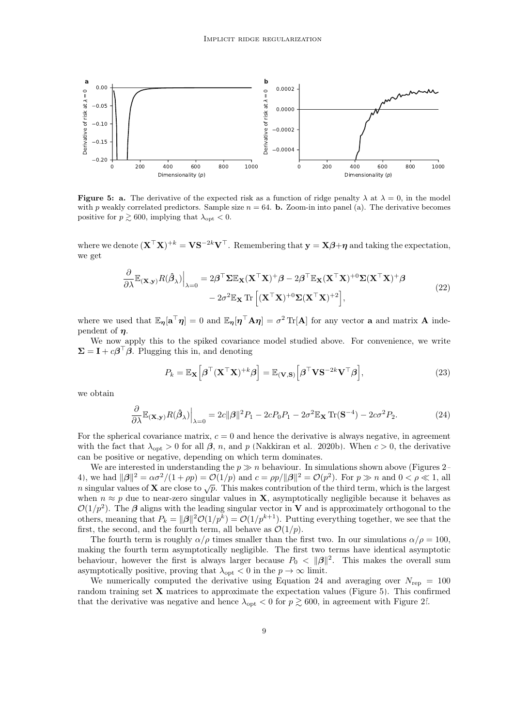**Figure 5: a.** The derivative of the expected risk as a function of ridge penalty $\lambda$ at $\lambda = 0$, in the model with $p$ weakly correlated predictors. Sample size $n = 64$. **b.** Zoom-in into panel (a). The derivative becomes positive for $p \gtrsim 600$, implying that $\lambda_{\text{opt}} < 0$.

where we denote $(\mathbf{X}^\top \mathbf{X})^{+k} = \mathbf{V}\mathbf{S}^{-2k}\mathbf{V}^\top$. Remembering that $\mathbf{y} = \mathbf{X}\boldsymbol{\beta} + \boldsymbol{\eta}$ and taking the expectation, we get

$$\begin{aligned}\frac{\partial}{\partial \lambda}\mathbb{E}_{(\mathbf{X},\mathbf{y})} R(\hat{\boldsymbol{\beta}}_\lambda)\Big|_{\lambda=0} &= 2\boldsymbol{\beta}^\top \boldsymbol{\Sigma}\mathbb{E}_{\mathbf{X}}(\mathbf{X}^\top\mathbf{X})^{+}\boldsymbol{\beta} - 2\boldsymbol{\beta}^\top \mathbb{E}_{\mathbf{X}}(\mathbf{X}^\top\mathbf{X})^{+0}\boldsymbol{\Sigma}(\mathbf{X}^\top\mathbf{X})^{+}\boldsymbol{\beta} \\ &\quad - 2\sigma^2 \mathbb{E}_{\mathbf{X}} \operatorname{Tr}\Big[(\mathbf{X}^\top\mathbf{X})^{+0}\boldsymbol{\Sigma}(\mathbf{X}^\top\mathbf{X})^{+2}\Big],\end{aligned} \tag{22}$$

where we used that $\mathbb{E}_{\boldsymbol{\eta}}[\mathbf{a}^\top\boldsymbol{\eta}] = 0$ and $\mathbb{E}_{\boldsymbol{\eta}}[\boldsymbol{\eta}^\top\mathbf{A}\boldsymbol{\eta}] = \sigma^2 \operatorname{Tr}[\mathbf{A}]$ for any vector $\mathbf{a}$ and matrix $\mathbf{A}$ independent of $\boldsymbol{\eta}$.

We now apply this to the spiked covariance model studied above. For convenience, we write $\boldsymbol{\Sigma} = \mathbf{I} + c\boldsymbol{\beta}^\top\boldsymbol{\beta}$. Plugging this in, and denoting

$$P_k = \mathbb{E}_{\mathbf{X}}\Big[\boldsymbol{\beta}^\top(\mathbf{X}^\top\mathbf{X})^{+k}\boldsymbol{\beta}\Big] = \mathbb{E}_{(\mathbf{V},\mathbf{S})}\Big[\boldsymbol{\beta}^\top\mathbf{V}\mathbf{S}^{-2k}\mathbf{V}^\top\boldsymbol{\beta}\Big], \tag{23}$$

we obtain

$$\frac{\partial}{\partial \lambda}\mathbb{E}_{(\mathbf{X},\mathbf{y})} R(\hat{\boldsymbol{\beta}}_\lambda)\Big|_{\lambda=0} = 2c\|\boldsymbol{\beta}\|^2 P_1 - 2cP_0P_1 - 2\sigma^2\mathbb{E}_{\mathbf{X}}\operatorname{Tr}(\mathbf{S}^{-4}) - 2c\sigma^2 P_2. \tag{24}$$

For the spherical covariance matrix, $c = 0$ and hence the derivative is always negative, in agreement with the fact that $\lambda_{\text{opt}} > 0$ for all $\boldsymbol{\beta}$, $n$, and $p$ (Nakkiran et al., 2020b). When $c > 0$, the derivative can be positive or negative, depending on which term dominates.

We are interested in understanding the $p \gg n$ behaviour. In simulations shown above (Figures 2–4), we had $\|\boldsymbol{\beta}\|^2 = \alpha\sigma^2/(1+\rho p) = \mathcal{O}(1/p)$ and $c = \rho p/\|\boldsymbol{\beta}\|^2 = \mathcal{O}(p^2)$. For $p \gg n$ and $0 < \rho \ll 1$, all $n$ singular values of $\mathbf{X}$ are close to $\sqrt{p}$. This makes contribution of the third term, which is the largest when $n \approx p$ due to near-zero singular values in $\mathbf{X}$, asymptotically negligible because it behaves as $\mathcal{O}(1/p^2)$. The $\boldsymbol{\beta}$ aligns with the leading singular vector in $\mathbf{V}$ and is approximately orthogonal to the others, meaning that $P_k = \|\boldsymbol{\beta}\|^2\mathcal{O}(1/p^k) = \mathcal{O}(1/p^{k+1})$. Putting everything together, we see that the first, the second, and the fourth term, all behave as $\mathcal{O}(1/p)$.

The fourth term is roughly $\alpha/\rho$ times smaller than the first two. In our simulations $\alpha/\rho = 100$, making the fourth term asymptotically negligible. The first two terms have identical asymptotic behaviour, however the first is always larger because $P_0 < \|\boldsymbol{\beta}\|^2$. This makes the overall sum asymptotically positive, proving that $\lambda_{\text{opt}} < 0$ in the $p \to \infty$ limit.

We numerically computed the derivative using Equation 24 and averaging over $N_{\text{rep}} = 100$ random training set $\mathbf{X}$ matrices to approximate the expectation values (Figure 5). This confirmed that the derivative was negative and hence $\lambda_{\text{opt}} < 0$ for $p \gtrsim 600$, in agreement with Figure 2f.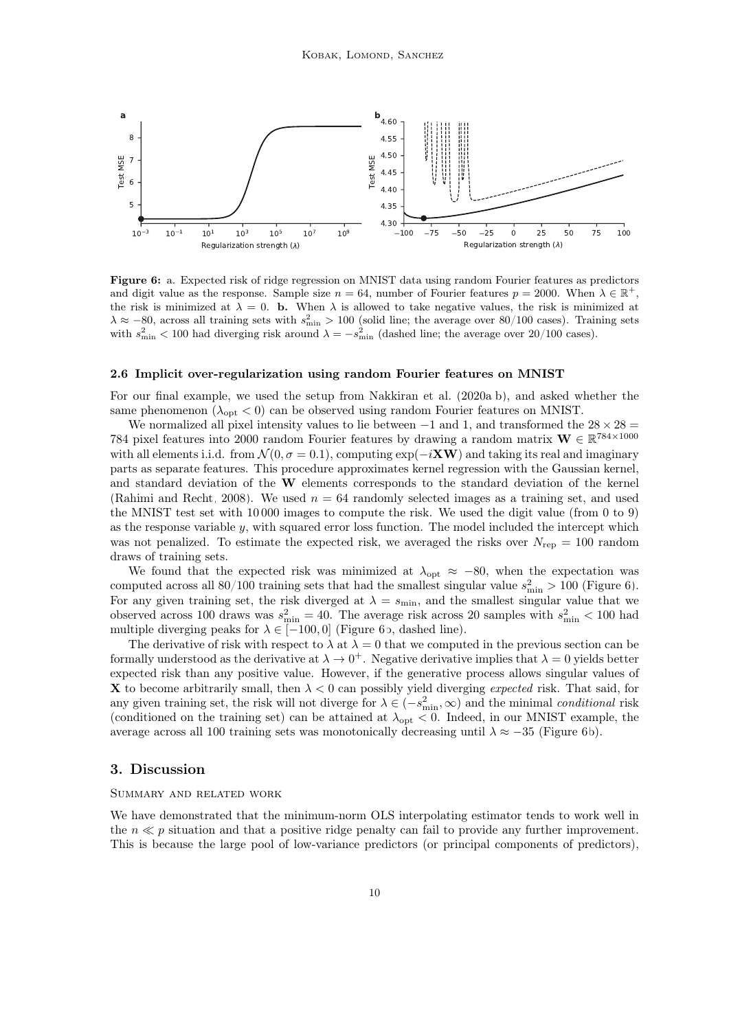**Figure 6:** a. Expected risk of ridge regression on MNIST data using random Fourier features as predictors and digit value as the response. Sample size $n = 64$, number of Fourier features $p = 2000$. When $\lambda \in \mathbb{R}^+$, the risk is minimized at $\lambda = 0$. **b.** When $\lambda$ is allowed to take negative values, the risk is minimized at $\lambda \approx -80$, across all training sets with $s^2_{\min} > 100$ (solid line; the average over 80/100 cases). Training sets with $s^2_{\min} < 100$ had diverging risk around $\lambda = -s^2_{\min}$ (dashed line; the average over 20/100 cases).

### 2.6 Implicit over-regularization using random Fourier features on MNIST

For our final example, we used the setup from Nakkiran et al. (2020a,b), and asked whether the same phenomenon ($\lambda_{\text{opt}} < 0$) can be observed using random Fourier features on MNIST.

We normalized all pixel intensity values to lie between $-1$ and 1, and transformed the $28 \times 28 = 784$ pixel features into 2000 random Fourier features by drawing a random matrix $\mathbf{W} \in \mathbb{R}^{784\times1000}$ with all elements i.i.d. from $\mathcal{N}(0, \sigma = 0.1)$, computing $\exp(-i\mathbf{XW})$ and taking its real and imaginary parts as separate features. This procedure approximates kernel regression with the Gaussian kernel, and standard deviation of the $\mathbf{W}$ elements corresponds to the standard deviation of the kernel (Rahimi and Recht, 2008). We used $n = 64$ randomly selected images as a training set, and used the MNIST test set with 10 000 images to compute the risk. We used the digit value (from 0 to 9) as the response variable $y$, with squared error loss function. The model included the intercept which was not penalized. To estimate the expected risk, we averaged the risks over $N_{\text{rep}} = 100$ random draws of training sets.

We found that the expected risk was minimized at $\lambda_{\text{opt}} \approx -80$, when the expectation was computed across all 80/100 training sets that had the smallest singular value $s^2_{\min} > 100$ (Figure 6). For any given training set, the risk diverged at $\lambda = s_{\min}$, and the smallest singular value that we observed across 100 draws was $s^2_{\min} = 40$. The average risk across 20 samples with $s^2_{\min} < 100$ had multiple diverging peaks for $\lambda \in [-100, 0]$ (Figure 6b, dashed line).

The derivative of risk with respect to $\lambda$ at $\lambda = 0$ that we computed in the previous section can be formally understood as the derivative at $\lambda \to 0^+$. Negative derivative implies that $\lambda = 0$ yields better expected risk than any positive value. However, if the generative process allows singular values of $\mathbf{X}$ to become arbitrarily small, then $\lambda < 0$ can possibly yield diverging *expected* risk. That said, for any given training set, the risk will not diverge for $\lambda \in (-s^2_{\min}, \infty)$ and the minimal *conditional* risk (conditioned on the training set) can be attained at $\lambda_{\text{opt}} < 0$. Indeed, in our MNIST example, the average across all 100 training sets was monotonically decreasing until $\lambda \approx -35$ (Figure 6b).

## 3. Discussion

Summary and related work

We have demonstrated that the minimum-norm OLS interpolating estimator tends to work well in the $n \ll p$ situation and that a positive ridge penalty can fail to provide any further improvement. This is because the large pool of low-variance predictors (or principal components of predictors),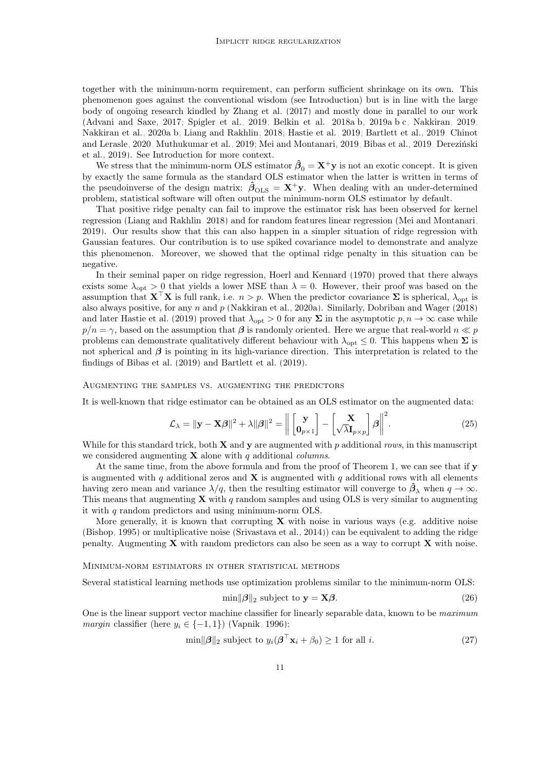together with the minimum-norm requirement, can perform sufficient shrinkage on its own. This phenomenon goes against the conventional wisdom (see Introduction) but is in line with the large body of ongoing research kindled by Zhang et al. (2017) and mostly done in parallel to our work (Advani and Saxe, 2017; Spigler et al., 2019; Belkin et al., 2018a,b, 2019a,b,c; Nakkiran, 2019; Nakkiran et al., 2020a,b; Liang and Rakhlin, 2018; Hastie et al., 2019; Bartlett et al., 2019; Chinot and Lerasle, 2020; Muthukumar et al., 2019; Mei and Montanari, 2019; Bibas et al., 2019; Dereziński et al., 2019). See Introduction for more context.

We stress that the minimum-norm OLS estimator $\hat{\boldsymbol{\beta}}_0 = \mathbf{X}^+\mathbf{y}$ is not an exotic concept. It is given by exactly the same formula as the standard OLS estimator when the latter is written in terms of the pseudoinverse of the design matrix: $\hat{\boldsymbol{\beta}}_{\mathrm{OLS}} = \mathbf{X}^+\mathbf{y}$. When dealing with an under-determined problem, statistical software will often output the minimum-norm OLS estimator by default.

That positive ridge penalty can fail to improve the estimator risk has been observed for kernel regression (Liang and Rakhlin, 2018) and for random features linear regression (Mei and Montanari, 2019). Our results show that this can also happen in a simpler situation of ridge regression with Gaussian features. Our contribution is to use spiked covariance model to demonstrate and analyze this phenomenon. Moreover, we showed that the optimal ridge penalty in this situation can be negative.

In their seminal paper on ridge regression, Hoerl and Kennard (1970) proved that there always exists some $\lambda_{\mathrm{opt}} > 0$ that yields a lower MSE than $\lambda = 0$. However, their proof was based on the assumption that $\mathbf{X}^\top\mathbf{X}$ is full rank, i.e. $n > p$. When the predictor covariance $\boldsymbol{\Sigma}$ is spherical, $\lambda_{\mathrm{opt}}$ is also always positive, for any $n$ and $p$ (Nakkiran et al., 2020a). Similarly, Dobriban and Wager (2018) and later Hastie et al. (2019) proved that $\lambda_{\mathrm{opt}} > 0$ for any $\boldsymbol{\Sigma}$ in the asymptotic $p, n \to \infty$ case while $p/n = \gamma$, based on the assumption that $\boldsymbol{\beta}$ is randomly oriented. Here we argue that real-world $n \ll p$ problems can demonstrate qualitatively different behaviour with $\lambda_{\mathrm{opt}} \leq 0$. This happens when $\boldsymbol{\Sigma}$ is not spherical and $\boldsymbol{\beta}$ is pointing in its high-variance direction. This interpretation is related to the findings of Bibas et al. (2019) and Bartlett et al. (2019).

### Augmenting the samples vs. augmenting the predictors

It is well-known that ridge estimator can be obtained as an OLS estimator on the augmented data:

$$\mathcal{L}_\lambda = \|\mathbf{y} - \mathbf{X}\boldsymbol{\beta}\|^2 + \lambda\|\boldsymbol{\beta}\|^2 = \left\| \begin{bmatrix} \mathbf{y} \\ \mathbf{0}_{p\times 1} \end{bmatrix} - \begin{bmatrix} \mathbf{X} \\ \sqrt{\lambda}\mathbf{I}_{p\times p} \end{bmatrix} \boldsymbol{\beta} \right\|^2. \tag{25}$$

While for this standard trick, both $\mathbf{X}$ and $\mathbf{y}$ are augmented with $p$ additional *rows*, in this manuscript we considered augmenting $\mathbf{X}$ alone with $q$ additional *columns*.

At the same time, from the above formula and from the proof of Theorem 1, we can see that if $\mathbf{y}$ is augmented with $q$ additional zeros and $\mathbf{X}$ is augmented with $q$ additional rows with all elements having zero mean and variance $\lambda/q$, then the resulting estimator will converge to $\hat{\boldsymbol{\beta}}_\lambda$ when $q \to \infty$. This means that augmenting $\mathbf{X}$ with $q$ random samples and using OLS is very similar to augmenting it with $q$ random predictors and using minimum-norm OLS.

More generally, it is known that corrupting $\mathbf{X}$ with noise in various ways (e.g. additive noise (Bishop, 1995) or multiplicative noise (Srivastava et al., 2014)) can be equivalent to adding the ridge penalty. Augmenting $\mathbf{X}$ with random predictors can also be seen as a way to corrupt $\mathbf{X}$ with noise.

### Minimum-norm estimators in other statistical methods

Several statistical learning methods use optimization problems similar to the minimum-norm OLS:

$$\min\|\boldsymbol{\beta}\|_2 \text{ subject to } \mathbf{y} = \mathbf{X}\boldsymbol{\beta}. \tag{26}$$

One is the linear support vector machine classifier for linearly separable data, known to be *maximum margin* classifier (here $y_i \in \{-1, 1\}$) (Vapnik, 1996):

$$\min\|\boldsymbol{\beta}\|_2 \text{ subject to } y_i(\boldsymbol{\beta}^\top\mathbf{x}_i + \beta_0) \geq 1 \text{ for all } i. \tag{27}$$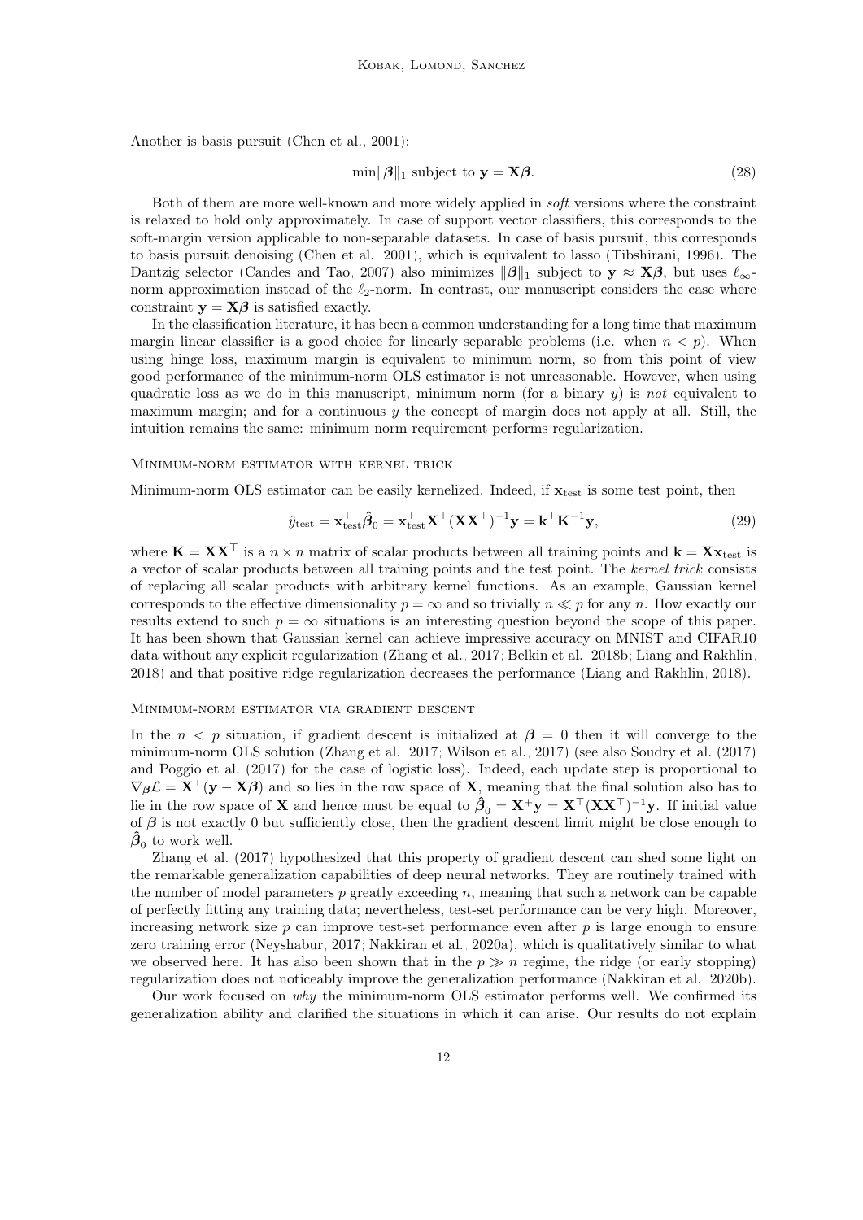Another is basis pursuit (Chen et al., 2001):

$$\min \|\boldsymbol{\beta}\|_1 \text{ subject to } \mathbf{y} = \mathbf{X}\boldsymbol{\beta}. \tag{28}$$

Both of them are more well-known and more widely applied in *soft* versions where the constraint is relaxed to hold only approximately. In case of support vector classifiers, this corresponds to the soft-margin version applicable to non-separable datasets. In case of basis pursuit, this corresponds to basis pursuit denoising (Chen et al., 2001), which is equivalent to lasso (Tibshirani, 1996). The Dantzig selector (Candes and Tao, 2007) also minimizes $\|\boldsymbol{\beta}\|_1$ subject to $\mathbf{y} \approx \mathbf{X}\boldsymbol{\beta}$, but uses $\ell_\infty$-norm approximation instead of the $\ell_2$-norm. In contrast, our manuscript considers the case where constraint $\mathbf{y} = \mathbf{X}\boldsymbol{\beta}$ is satisfied exactly.

In the classification literature, it has been a common understanding for a long time that maximum margin linear classifier is a good choice for linearly separable problems (i.e. when $n < p$). When using hinge loss, maximum margin is equivalent to minimum norm, so from this point of view good performance of the minimum-norm OLS estimator is not unreasonable. However, when using quadratic loss as we do in this manuscript, minimum norm (for a binary $y$) is *not* equivalent to maximum margin; and for a continuous $y$ the concept of margin does not apply at all. Still, the intuition remains the same: minimum norm requirement performs regularization.

### Minimum-norm estimator with kernel trick

Minimum-norm OLS estimator can be easily kernelized. Indeed, if $\mathbf{x}_\text{test}$ is some test point, then

$$\hat{y}_\text{test} = \mathbf{x}_\text{test}^\top \hat{\boldsymbol{\beta}}_0 = \mathbf{x}_\text{test}^\top \mathbf{X}^\top (\mathbf{X}\mathbf{X}^\top)^{-1}\mathbf{y} = \mathbf{k}^\top \mathbf{K}^{-1}\mathbf{y}, \tag{29}$$

where $\mathbf{K} = \mathbf{X}\mathbf{X}^\top$ is a $n \times n$ matrix of scalar products between all training points and $\mathbf{k} = \mathbf{X}\mathbf{x}_\text{test}$ is a vector of scalar products between all training points and the test point. The *kernel trick* consists of replacing all scalar products with arbitrary kernel functions. As an example, Gaussian kernel corresponds to the effective dimensionality $p = \infty$ and so trivially $n \ll p$ for any $n$. How exactly our results extend to such $p = \infty$ situations is an interesting question beyond the scope of this paper. It has been shown that Gaussian kernel can achieve impressive accuracy on MNIST and CIFAR10 data without any explicit regularization (Zhang et al., 2017; Belkin et al., 2018b; Liang and Rakhlin, 2018) and that positive ridge regularization decreases the performance (Liang and Rakhlin, 2018).

### Minimum-norm estimator via gradient descent

In the $n < p$ situation, if gradient descent is initialized at $\boldsymbol{\beta} = 0$ then it will converge to the minimum-norm OLS solution (Zhang et al., 2017; Wilson et al., 2017) (see also Soudry et al. (2017) and Poggio et al. (2017) for the case of logistic loss). Indeed, each update step is proportional to $\nabla_{\boldsymbol{\beta}}\mathcal{L} = \mathbf{X}^\top(\mathbf{y} - \mathbf{X}\boldsymbol{\beta})$ and so lies in the row space of $\mathbf{X}$, meaning that the final solution also has to lie in the row space of $\mathbf{X}$ and hence must be equal to $\hat{\boldsymbol{\beta}}_0 = \mathbf{X}^+\mathbf{y} = \mathbf{X}^\top(\mathbf{X}\mathbf{X}^\top)^{-1}\mathbf{y}$. If initial value of $\boldsymbol{\beta}$ is not exactly 0 but sufficiently close, then the gradient descent limit might be close enough to $\hat{\boldsymbol{\beta}}_0$ to work well.

Zhang et al. (2017) hypothesized that this property of gradient descent can shed some light on the remarkable generalization capabilities of deep neural networks. They are routinely trained with the number of model parameters $p$ greatly exceeding $n$, meaning that such a network can be capable of perfectly fitting any training data; nevertheless, test-set performance can be very high. Moreover, increasing network size $p$ can improve test-set performance even after $p$ is large enough to ensure zero training error (Neyshabur, 2017; Nakkiran et al., 2020a), which is qualitatively similar to what we observed here. It has also been shown that in the $p \gg n$ regime, the ridge (or early stopping) regularization does not noticeably improve the generalization performance (Nakkiran et al., 2020b).

Our work focused on *why* the minimum-norm OLS estimator performs well. We confirmed its generalization ability and clarified the situations in which it can arise. Our results do not explain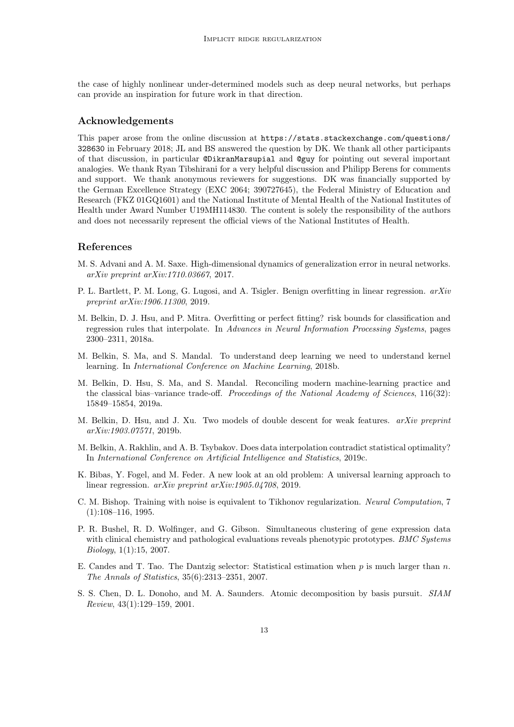the case of highly nonlinear under-determined models such as deep neural networks, but perhaps can provide an inspiration for future work in that direction.

## Acknowledgements

This paper arose from the online discussion at `https://stats.stackexchange.com/questions/328630` in February 2018; JL and BS answered the question by DK. We thank all other participants of that discussion, in particular `@DikranMarsupial` and `@guy` for pointing out several important analogies. We thank Ryan Tibshirani for a very helpful discussion and Philipp Berens for comments and support. We thank anonymous reviewers for suggestions. DK was financially supported by the German Excellence Strategy (EXC 2064; 390727645), the Federal Ministry of Education and Research (FKZ 01GQ1601) and the National Institute of Mental Health of the National Institutes of Health under Award Number U19MH114830. The content is solely the responsibility of the authors and does not necessarily represent the official views of the National Institutes of Health.

## References

M. S. Advani and A. M. Saxe. High-dimensional dynamics of generalization error in neural networks. *arXiv preprint arXiv:1710.03667*, 2017.

P. L. Bartlett, P. M. Long, G. Lugosi, and A. Tsigler. Benign overfitting in linear regression. *arXiv preprint arXiv:1906.11300*, 2019.

M. Belkin, D. J. Hsu, and P. Mitra. Overfitting or perfect fitting? risk bounds for classification and regression rules that interpolate. In *Advances in Neural Information Processing Systems*, pages 2300–2311, 2018a.

M. Belkin, S. Ma, and S. Mandal. To understand deep learning we need to understand kernel learning. In *International Conference on Machine Learning*, 2018b.

M. Belkin, D. Hsu, S. Ma, and S. Mandal. Reconciling modern machine-learning practice and the classical bias–variance trade-off. *Proceedings of the National Academy of Sciences*, 116(32): 15849–15854, 2019a.

M. Belkin, D. Hsu, and J. Xu. Two models of double descent for weak features. *arXiv preprint arXiv:1903.07571*, 2019b.

M. Belkin, A. Rakhlin, and A. B. Tsybakov. Does data interpolation contradict statistical optimality? In *International Conference on Artificial Intelligence and Statistics*, 2019c.

K. Bibas, Y. Fogel, and M. Feder. A new look at an old problem: A universal learning approach to linear regression. *arXiv preprint arXiv:1905.04708*, 2019.

C. M. Bishop. Training with noise is equivalent to Tikhonov regularization. *Neural Computation*, 7 (1):108–116, 1995.

P. R. Bushel, R. D. Wolfinger, and G. Gibson. Simultaneous clustering of gene expression data with clinical chemistry and pathological evaluations reveals phenotypic prototypes. *BMC Systems Biology*, 1(1):15, 2007.

E. Candes and T. Tao. The Dantzig selector: Statistical estimation when $p$ is much larger than $n$. *The Annals of Statistics*, 35(6):2313–2351, 2007.

S. S. Chen, D. L. Donoho, and M. A. Saunders. Atomic decomposition by basis pursuit. *SIAM Review*, 43(1):129–159, 2001.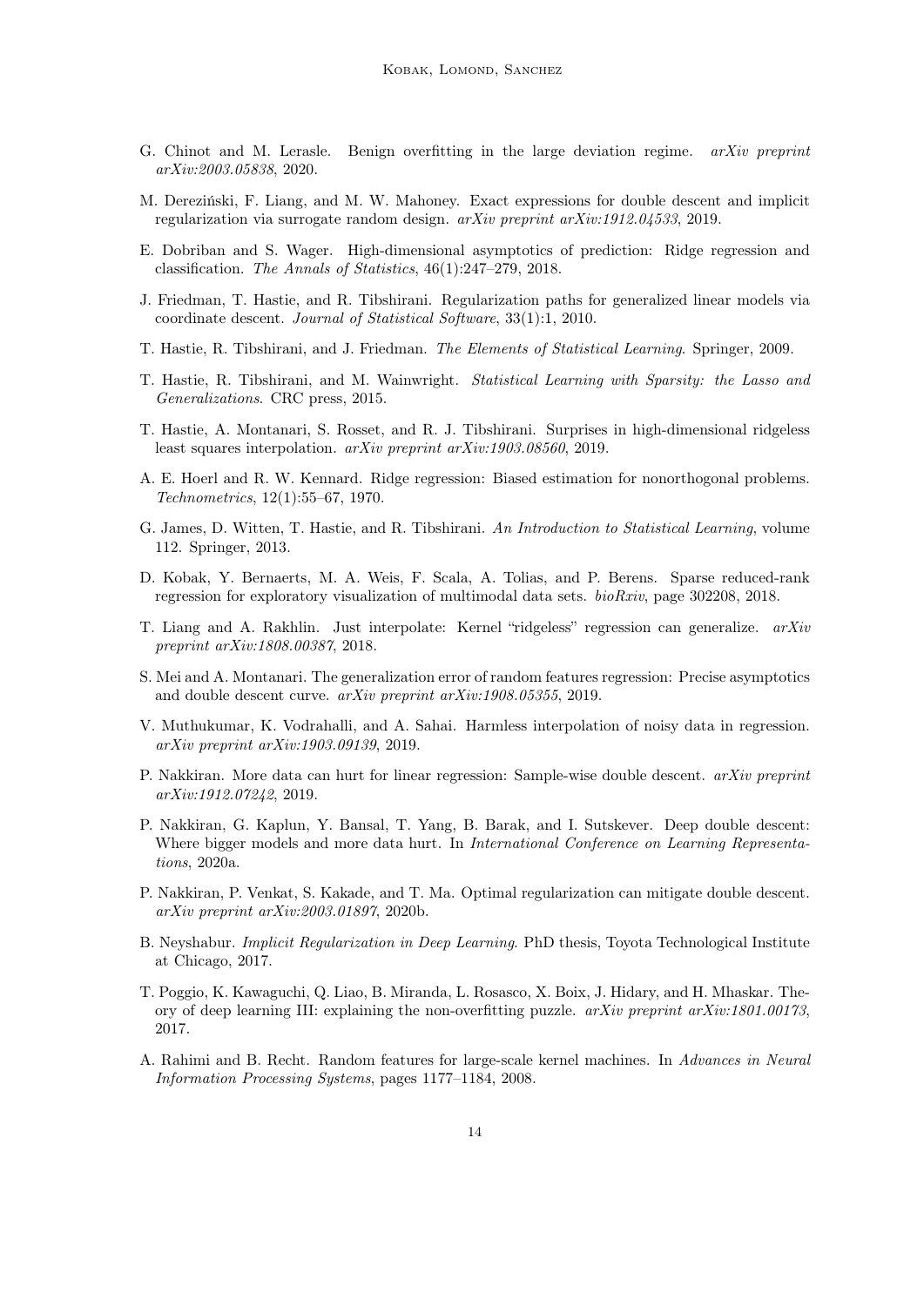G. Chinot and M. Lerasle. Benign overfitting in the large deviation regime. *arXiv preprint arXiv:2003.05838*, 2020.

M. Dereziński, F. Liang, and M. W. Mahoney. Exact expressions for double descent and implicit regularization via surrogate random design. *arXiv preprint arXiv:1912.04533*, 2019.

E. Dobriban and S. Wager. High-dimensional asymptotics of prediction: Ridge regression and classification. *The Annals of Statistics*, 46(1):247–279, 2018.

J. Friedman, T. Hastie, and R. Tibshirani. Regularization paths for generalized linear models via coordinate descent. *Journal of Statistical Software*, 33(1):1, 2010.

T. Hastie, R. Tibshirani, and J. Friedman. *The Elements of Statistical Learning*. Springer, 2009.

T. Hastie, R. Tibshirani, and M. Wainwright. *Statistical Learning with Sparsity: the Lasso and Generalizations*. CRC press, 2015.

T. Hastie, A. Montanari, S. Rosset, and R. J. Tibshirani. Surprises in high-dimensional ridgeless least squares interpolation. *arXiv preprint arXiv:1903.08560*, 2019.

A. E. Hoerl and R. W. Kennard. Ridge regression: Biased estimation for nonorthogonal problems. *Technometrics*, 12(1):55–67, 1970.

G. James, D. Witten, T. Hastie, and R. Tibshirani. *An Introduction to Statistical Learning*, volume 112. Springer, 2013.

D. Kobak, Y. Bernaerts, M. A. Weis, F. Scala, A. Tolias, and P. Berens. Sparse reduced-rank regression for exploratory visualization of multimodal data sets. *bioRxiv*, page 302208, 2018.

T. Liang and A. Rakhlin. Just interpolate: Kernel "ridgeless" regression can generalize. *arXiv preprint arXiv:1808.00387*, 2018.

S. Mei and A. Montanari. The generalization error of random features regression: Precise asymptotics and double descent curve. *arXiv preprint arXiv:1908.05355*, 2019.

V. Muthukumar, K. Vodrahalli, and A. Sahai. Harmless interpolation of noisy data in regression. *arXiv preprint arXiv:1903.09139*, 2019.

P. Nakkiran. More data can hurt for linear regression: Sample-wise double descent. *arXiv preprint arXiv:1912.07242*, 2019.

P. Nakkiran, G. Kaplun, Y. Bansal, T. Yang, B. Barak, and I. Sutskever. Deep double descent: Where bigger models and more data hurt. In *International Conference on Learning Representations*, 2020a.

P. Nakkiran, P. Venkat, S. Kakade, and T. Ma. Optimal regularization can mitigate double descent. *arXiv preprint arXiv:2003.01897*, 2020b.

B. Neyshabur. *Implicit Regularization in Deep Learning*. PhD thesis, Toyota Technological Institute at Chicago, 2017.

T. Poggio, K. Kawaguchi, Q. Liao, B. Miranda, L. Rosasco, X. Boix, J. Hidary, and H. Mhaskar. Theory of deep learning III: explaining the non-overfitting puzzle. *arXiv preprint arXiv:1801.00173*, 2017.

A. Rahimi and B. Recht. Random features for large-scale kernel machines. In *Advances in Neural Information Processing Systems*, pages 1177–1184, 2008.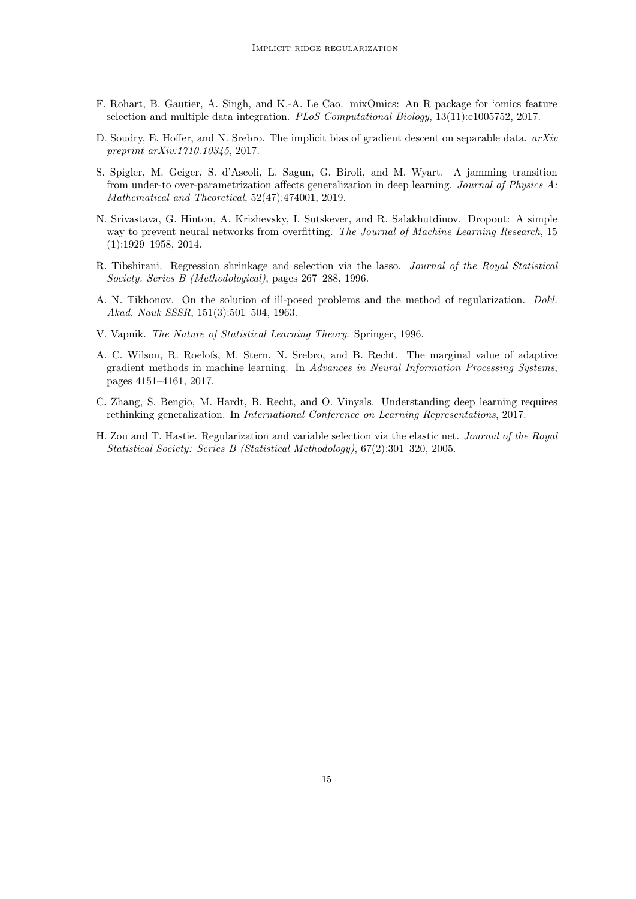F. Rohart, B. Gautier, A. Singh, and K.-A. Le Cao. mixOmics: An R package for 'omics feature selection and multiple data integration. *PLoS Computational Biology*, 13(11):e1005752, 2017.

D. Soudry, E. Hoffer, and N. Srebro. The implicit bias of gradient descent on separable data. *arXiv preprint arXiv:1710.10345*, 2017.

S. Spigler, M. Geiger, S. d'Ascoli, L. Sagun, G. Biroli, and M. Wyart. A jamming transition from under-to over-parametrization affects generalization in deep learning. *Journal of Physics A: Mathematical and Theoretical*, 52(47):474001, 2019.

N. Srivastava, G. Hinton, A. Krizhevsky, I. Sutskever, and R. Salakhutdinov. Dropout: A simple way to prevent neural networks from overfitting. *The Journal of Machine Learning Research*, 15 (1):1929–1958, 2014.

R. Tibshirani. Regression shrinkage and selection via the lasso. *Journal of the Royal Statistical Society. Series B (Methodological)*, pages 267–288, 1996.

A. N. Tikhonov. On the solution of ill-posed problems and the method of regularization. *Dokl. Akad. Nauk SSSR*, 151(3):501–504, 1963.

V. Vapnik. *The Nature of Statistical Learning Theory*. Springer, 1996.

A. C. Wilson, R. Roelofs, M. Stern, N. Srebro, and B. Recht. The marginal value of adaptive gradient methods in machine learning. In *Advances in Neural Information Processing Systems*, pages 4151–4161, 2017.

C. Zhang, S. Bengio, M. Hardt, B. Recht, and O. Vinyals. Understanding deep learning requires rethinking generalization. In *International Conference on Learning Representations*, 2017.

H. Zou and T. Hastie. Regularization and variable selection via the elastic net. *Journal of the Royal Statistical Society: Series B (Statistical Methodology)*, 67(2):301–320, 2005.